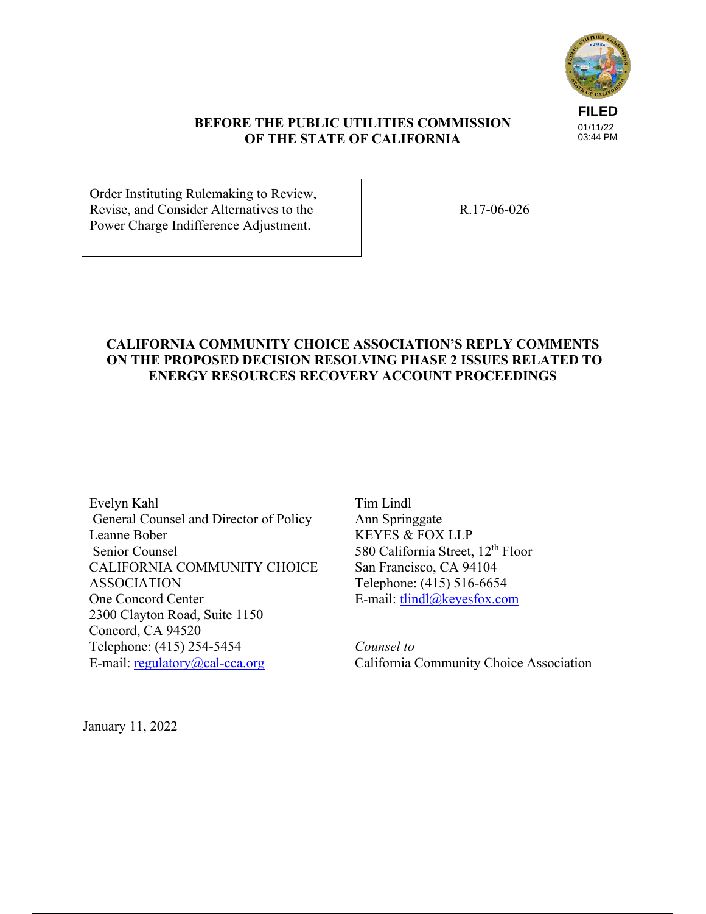FILED
01/11/22
03:44 PM

**BEFORE THE PUBLIC UTILITIES COMMISSION OF THE STATE OF CALIFORNIA**

| | |
|---|---|
| Order Instituting Rulemaking to Review, Revise, and Consider Alternatives to the Power Charge Indifference Adjustment. | R.17-06-026 |

**CALIFORNIA COMMUNITY CHOICE ASSOCIATION'S REPLY COMMENTS ON THE PROPOSED DECISION RESOLVING PHASE 2 ISSUES RELATED TO ENERGY RESOURCES RECOVERY ACCOUNT PROCEEDINGS**

Evelyn Kahl
General Counsel and Director of Policy
Leanne Bober
Senior Counsel
CALIFORNIA COMMUNITY CHOICE ASSOCIATION
One Concord Center
2300 Clayton Road, Suite 1150
Concord, CA 94520
Telephone: (415) 254-5454
E-mail: regulatory@cal-cca.org

Tim Lindl
Ann Springgate
KEYES & FOX LLP
580 California Street, 12th Floor
San Francisco, CA 94104
Telephone: (415) 516-6654
E-mail: tlindl@keyesfox.com

*Counsel to*
California Community Choice Association

January 11, 2022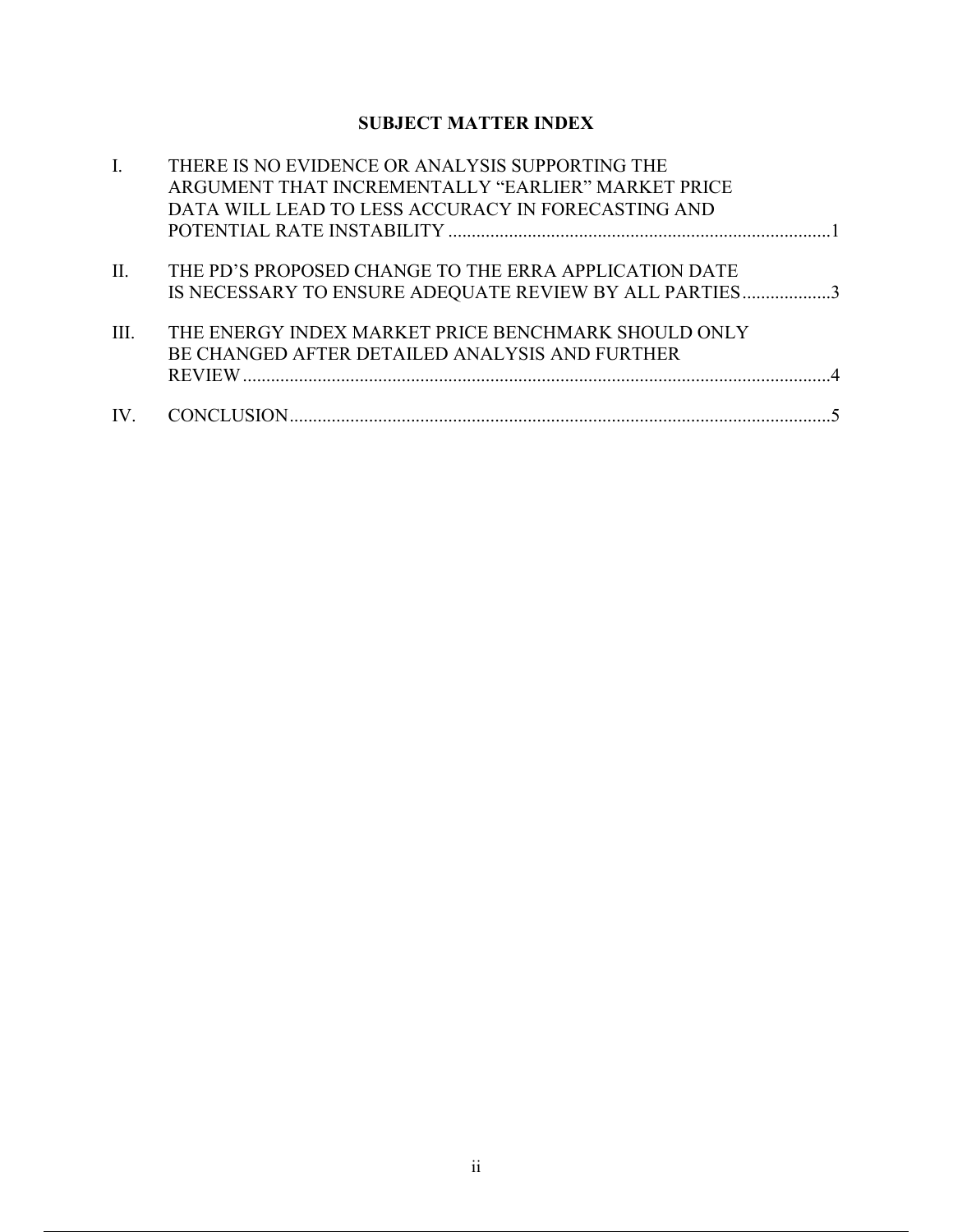## SUBJECT MATTER INDEX

I. THERE IS NO EVIDENCE OR ANALYSIS SUPPORTING THE ARGUMENT THAT INCREMENTALLY "EARLIER" MARKET PRICE DATA WILL LEAD TO LESS ACCURACY IN FORECASTING AND POTENTIAL RATE INSTABILITY ....................................................................................1

II. THE PD'S PROPOSED CHANGE TO THE ERRA APPLICATION DATE IS NECESSARY TO ENSURE ADEQUATE REVIEW BY ALL PARTIES...................3

III. THE ENERGY INDEX MARKET PRICE BENCHMARK SHOULD ONLY BE CHANGED AFTER DETAILED ANALYSIS AND FURTHER REVIEW...........................................................................................................................4

IV. CONCLUSION...................................................................................................................5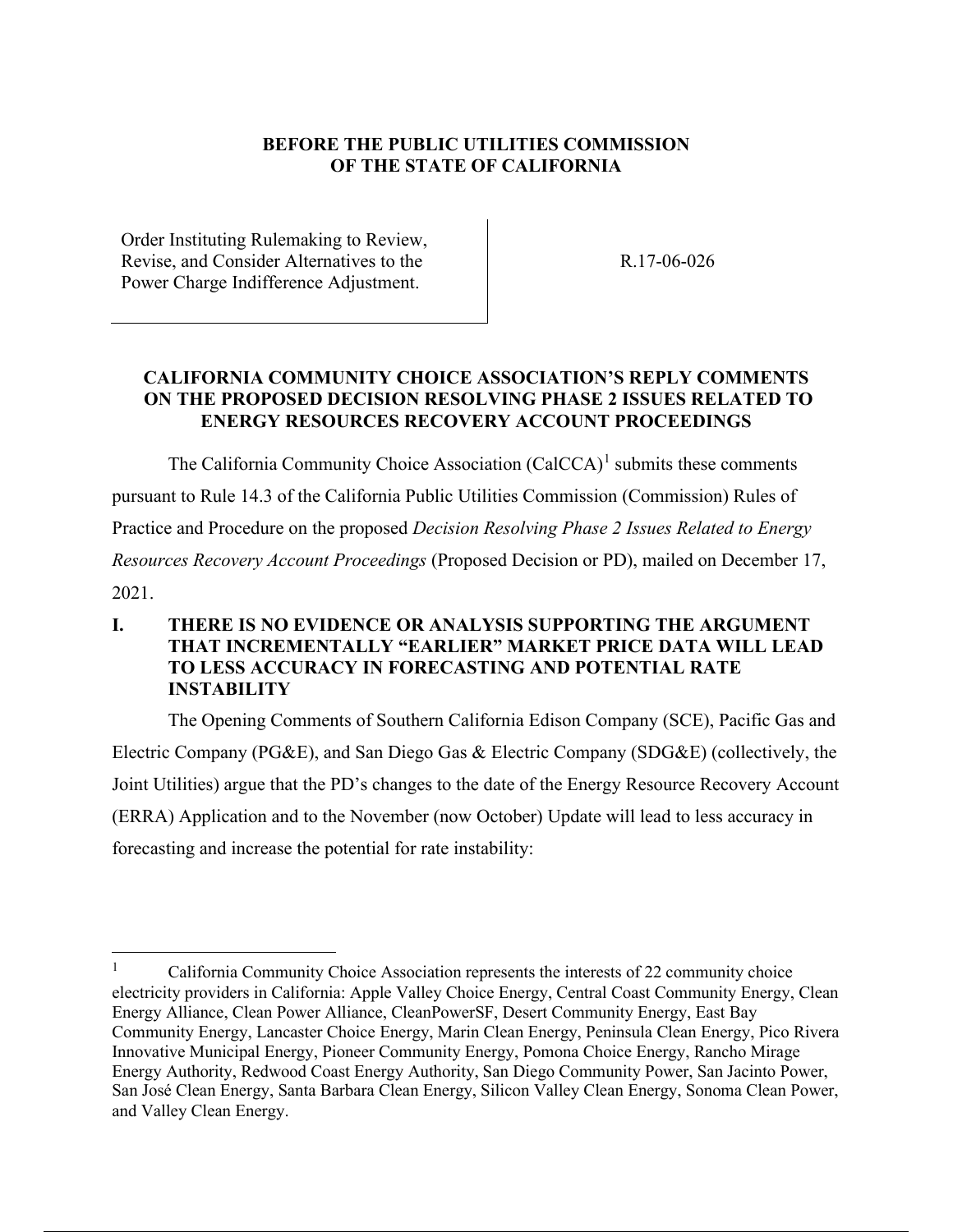**BEFORE THE PUBLIC UTILITIES COMMISSION OF THE STATE OF CALIFORNIA**

| | |
|---|---|
| Order Instituting Rulemaking to Review, Revise, and Consider Alternatives to the Power Charge Indifference Adjustment. | R.17-06-026 |

**CALIFORNIA COMMUNITY CHOICE ASSOCIATION'S REPLY COMMENTS ON THE PROPOSED DECISION RESOLVING PHASE 2 ISSUES RELATED TO ENERGY RESOURCES RECOVERY ACCOUNT PROCEEDINGS**

The California Community Choice Association (CalCCA)[1] submits these comments pursuant to Rule 14.3 of the California Public Utilities Commission (Commission) Rules of Practice and Procedure on the proposed *Decision Resolving Phase 2 Issues Related to Energy Resources Recovery Account Proceedings* (Proposed Decision or PD), mailed on December 17, 2021.

## I. THERE IS NO EVIDENCE OR ANALYSIS SUPPORTING THE ARGUMENT THAT INCREMENTALLY "EARLIER" MARKET PRICE DATA WILL LEAD TO LESS ACCURACY IN FORECASTING AND POTENTIAL RATE INSTABILITY

The Opening Comments of Southern California Edison Company (SCE), Pacific Gas and Electric Company (PG&E), and San Diego Gas & Electric Company (SDG&E) (collectively, the Joint Utilities) argue that the PD's changes to the date of the Energy Resource Recovery Account (ERRA) Application and to the November (now October) Update will lead to less accuracy in forecasting and increase the potential for rate instability:

---

[1] California Community Choice Association represents the interests of 22 community choice electricity providers in California: Apple Valley Choice Energy, Central Coast Community Energy, Clean Energy Alliance, Clean Power Alliance, CleanPowerSF, Desert Community Energy, East Bay Community Energy, Lancaster Choice Energy, Marin Clean Energy, Peninsula Clean Energy, Pico Rivera Innovative Municipal Energy, Pioneer Community Energy, Pomona Choice Energy, Rancho Mirage Energy Authority, Redwood Coast Energy Authority, San Diego Community Power, San Jacinto Power, San José Clean Energy, Santa Barbara Clean Energy, Silicon Valley Clean Energy, Sonoma Clean Power, and Valley Clean Energy.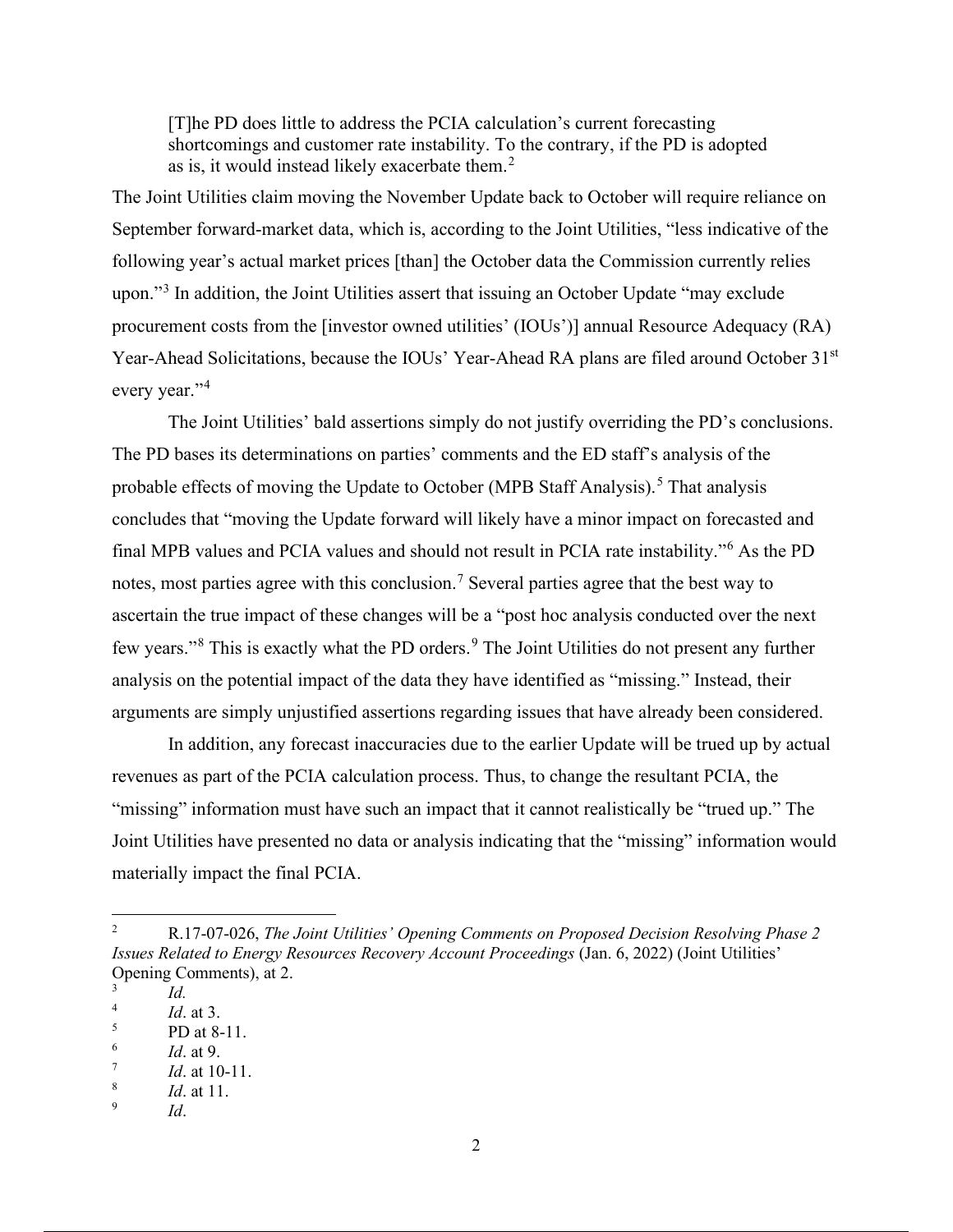> [T]he PD does little to address the PCIA calculation's current forecasting shortcomings and customer rate instability. To the contrary, if the PD is adopted as is, it would instead likely exacerbate them.[2]

The Joint Utilities claim moving the November Update back to October will require reliance on September forward-market data, which is, according to the Joint Utilities, "less indicative of the following year's actual market prices [than] the October data the Commission currently relies upon."[3] In addition, the Joint Utilities assert that issuing an October Update "may exclude procurement costs from the [investor owned utilities' (IOUs')] annual Resource Adequacy (RA) Year-Ahead Solicitations, because the IOUs' Year-Ahead RA plans are filed around October 31st every year."[4]

The Joint Utilities' bald assertions simply do not justify overriding the PD's conclusions. The PD bases its determinations on parties' comments and the ED staff's analysis of the probable effects of moving the Update to October (MPB Staff Analysis).[5] That analysis concludes that "moving the Update forward will likely have a minor impact on forecasted and final MPB values and PCIA values and should not result in PCIA rate instability."[6] As the PD notes, most parties agree with this conclusion.[7] Several parties agree that the best way to ascertain the true impact of these changes will be a "post hoc analysis conducted over the next few years."[8] This is exactly what the PD orders.[9] The Joint Utilities do not present any further analysis on the potential impact of the data they have identified as "missing." Instead, their arguments are simply unjustified assertions regarding issues that have already been considered.

In addition, any forecast inaccuracies due to the earlier Update will be trued up by actual revenues as part of the PCIA calculation process. Thus, to change the resultant PCIA, the "missing" information must have such an impact that it cannot realistically be "trued up." The Joint Utilities have presented no data or analysis indicating that the "missing" information would materially impact the final PCIA.

---

[2] R.17-07-026, *The Joint Utilities' Opening Comments on Proposed Decision Resolving Phase 2 Issues Related to Energy Resources Recovery Account Proceedings* (Jan. 6, 2022) (Joint Utilities' Opening Comments), at 2.

[3] *Id.*

[4] *Id*. at 3.

[5] PD at 8-11.

[6] *Id*. at 9.

[7] *Id*. at 10-11.

[8] *Id*. at 11.

[9] *Id*.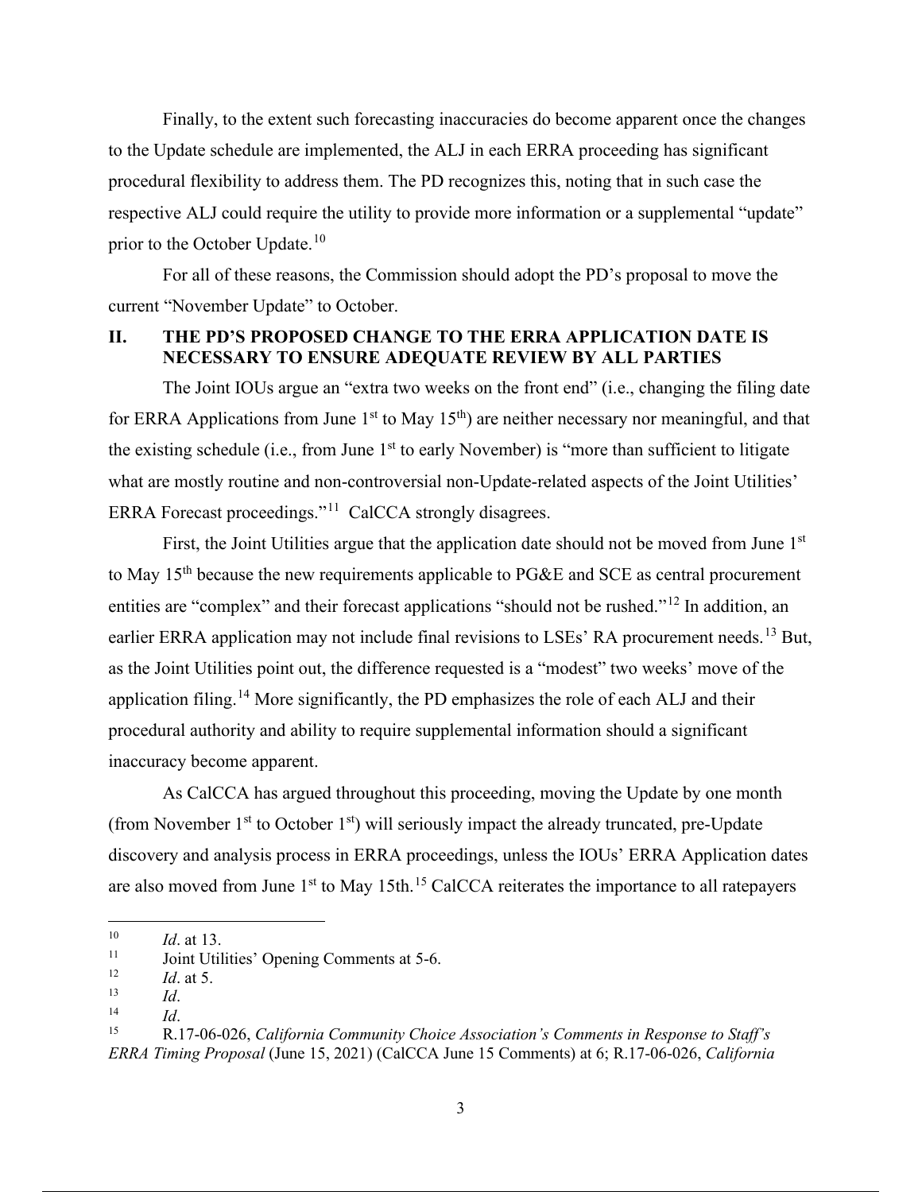Finally, to the extent such forecasting inaccuracies do become apparent once the changes to the Update schedule are implemented, the ALJ in each ERRA proceeding has significant procedural flexibility to address them. The PD recognizes this, noting that in such case the respective ALJ could require the utility to provide more information or a supplemental "update" prior to the October Update.[10]

For all of these reasons, the Commission should adopt the PD's proposal to move the current "November Update" to October.

## II. THE PD'S PROPOSED CHANGE TO THE ERRA APPLICATION DATE IS NECESSARY TO ENSURE ADEQUATE REVIEW BY ALL PARTIES

The Joint IOUs argue an "extra two weeks on the front end" (i.e., changing the filing date for ERRA Applications from June 1st to May 15th) are neither necessary nor meaningful, and that the existing schedule (i.e., from June 1st to early November) is "more than sufficient to litigate what are mostly routine and non-controversial non-Update-related aspects of the Joint Utilities' ERRA Forecast proceedings."[11] CalCCA strongly disagrees.

First, the Joint Utilities argue that the application date should not be moved from June 1st to May 15th because the new requirements applicable to PG&E and SCE as central procurement entities are "complex" and their forecast applications "should not be rushed."[12] In addition, an earlier ERRA application may not include final revisions to LSEs' RA procurement needs.[13] But, as the Joint Utilities point out, the difference requested is a "modest" two weeks' move of the application filing.[14] More significantly, the PD emphasizes the role of each ALJ and their procedural authority and ability to require supplemental information should a significant inaccuracy become apparent.

As CalCCA has argued throughout this proceeding, moving the Update by one month (from November 1st to October 1st) will seriously impact the already truncated, pre-Update discovery and analysis process in ERRA proceedings, unless the IOUs' ERRA Application dates are also moved from June 1st to May 15th.[15] CalCCA reiterates the importance to all ratepayers

---

[10] *Id*. at 13.

[11] Joint Utilities' Opening Comments at 5-6.

[12] *Id*. at 5.

[13] *Id*.

[14] *Id*.

[15] R.17-06-026, *California Community Choice Association's Comments in Response to Staff's ERRA Timing Proposal* (June 15, 2021) (CalCCA June 15 Comments) at 6; R.17-06-026, *California*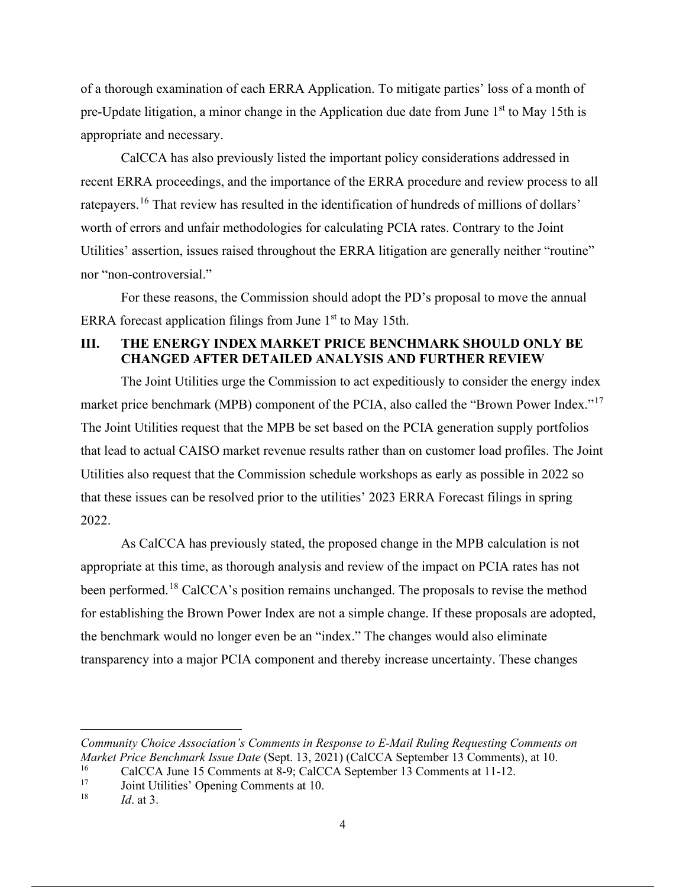of a thorough examination of each ERRA Application. To mitigate parties' loss of a month of pre-Update litigation, a minor change in the Application due date from June 1st to May 15th is appropriate and necessary.

CalCCA has also previously listed the important policy considerations addressed in recent ERRA proceedings, and the importance of the ERRA procedure and review process to all ratepayers.[16] That review has resulted in the identification of hundreds of millions of dollars' worth of errors and unfair methodologies for calculating PCIA rates. Contrary to the Joint Utilities' assertion, issues raised throughout the ERRA litigation are generally neither "routine" nor "non-controversial."

For these reasons, the Commission should adopt the PD's proposal to move the annual ERRA forecast application filings from June 1st to May 15th.

## III. THE ENERGY INDEX MARKET PRICE BENCHMARK SHOULD ONLY BE CHANGED AFTER DETAILED ANALYSIS AND FURTHER REVIEW

The Joint Utilities urge the Commission to act expeditiously to consider the energy index market price benchmark (MPB) component of the PCIA, also called the "Brown Power Index."[17] The Joint Utilities request that the MPB be set based on the PCIA generation supply portfolios that lead to actual CAISO market revenue results rather than on customer load profiles. The Joint Utilities also request that the Commission schedule workshops as early as possible in 2022 so that these issues can be resolved prior to the utilities' 2023 ERRA Forecast filings in spring 2022.

As CalCCA has previously stated, the proposed change in the MPB calculation is not appropriate at this time, as thorough analysis and review of the impact on PCIA rates has not been performed.[18] CalCCA's position remains unchanged. The proposals to revise the method for establishing the Brown Power Index are not a simple change. If these proposals are adopted, the benchmark would no longer even be an "index." The changes would also eliminate transparency into a major PCIA component and thereby increase uncertainty. These changes

---

*Community Choice Association's Comments in Response to E-Mail Ruling Requesting Comments on Market Price Benchmark Issue Date* (Sept. 13, 2021) (CalCCA September 13 Comments), at 10.

[16] CalCCA June 15 Comments at 8-9; CalCCA September 13 Comments at 11-12.

[17] Joint Utilities' Opening Comments at 10.

[18] *Id*. at 3.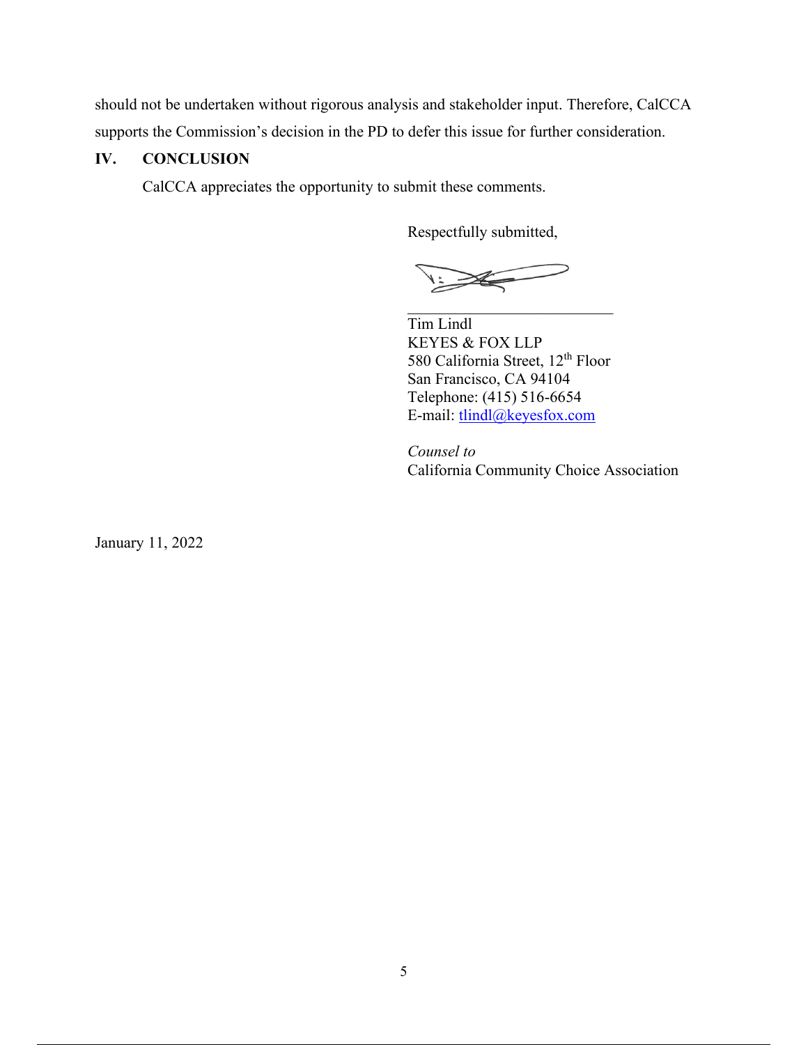should not be undertaken without rigorous analysis and stakeholder input. Therefore, CalCCA supports the Commission's decision in the PD to defer this issue for further consideration.

## IV. CONCLUSION

CalCCA appreciates the opportunity to submit these comments.

Respectfully submitted,

\_\_\_\_\_\_\_\_\_\_\_\_\_\_\_\_\_\_\_\_\_\_\_\_\_\_\_\_\_\_
Tim Lindl
KEYES & FOX LLP
580 California Street, 12th Floor
San Francisco, CA 94104
Telephone: (415) 516-6654
E-mail: tlindl@keyesfox.com

*Counsel to*
California Community Choice Association

January 11, 2022